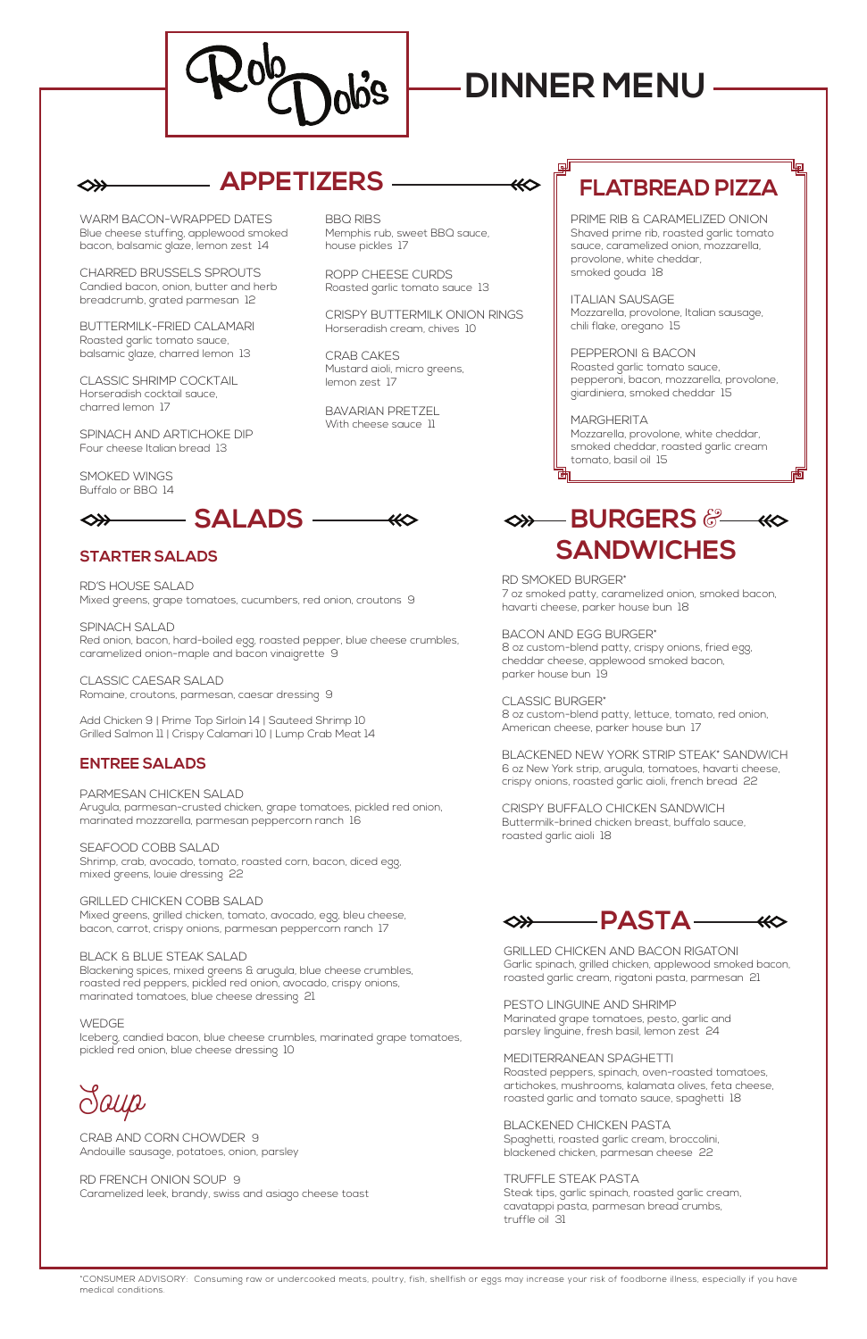# Rob Dob's

# DINNER MENU

## APPETIZERS

WARM BACON-WRAPPED DATES
Blue cheese stuffing, applewood smoked bacon, balsamic glaze, lemon zest 14

CHARRED BRUSSELS SPROUTS
Candied bacon, onion, butter and herb breadcrumb, grated parmesan 12

BUTTERMILK-FRIED CALAMARI
Roasted garlic tomato sauce, balsamic glaze, charred lemon 13

CLASSIC SHRIMP COCKTAIL
Horseradish cocktail sauce, charred lemon 17

SPINACH AND ARTICHOKE DIP
Four cheese Italian bread 13

SMOKED WINGS
Buffalo or BBQ 14

BBQ RIBS
Memphis rub, sweet BBQ sauce, house pickles 17

ROPP CHEESE CURDS
Roasted garlic tomato sauce 13

CRISPY BUTTERMILK ONION RINGS
Horseradish cream, chives 10

CRAB CAKES
Mustard aioli, micro greens, lemon zest 17

BAVARIAN PRETZEL
With cheese sauce 11

## FLATBREAD PIZZA

PRIME RIB & CARAMELIZED ONION
Shaved prime rib, roasted garlic tomato sauce, caramelized onion, mozzarella, provolone, white cheddar, smoked gouda 18

ITALIAN SAUSAGE
Mozzarella, provolone, Italian sausage, chili flake, oregano 15

PEPPERONI & BACON
Roasted garlic tomato sauce, pepperoni, bacon, mozzarella, provolone, giardiniera, smoked cheddar 15

MARGHERITA
Mozzarella, provolone, white cheddar, smoked cheddar, roasted garlic cream tomato, basil oil 15

## SALADS

### STARTER SALADS

RD'S HOUSE SALAD
Mixed greens, grape tomatoes, cucumbers, red onion, croutons 9

SPINACH SALAD
Red onion, bacon, hard-boiled egg, roasted pepper, blue cheese crumbles, caramelized onion-maple and bacon vinaigrette 9

CLASSIC CAESAR SALAD
Romaine, croutons, parmesan, caesar dressing 9

Add Chicken 9 | Prime Top Sirloin 14 | Sauteed Shrimp 10
Grilled Salmon 11 | Crispy Calamari 10 | Lump Crab Meat 14

### ENTREE SALADS

PARMESAN CHICKEN SALAD
Arugula, parmesan-crusted chicken, grape tomatoes, pickled red onion, marinated mozzarella, parmesan peppercorn ranch 16

SEAFOOD COBB SALAD
Shrimp, crab, avocado, tomato, roasted corn, bacon, diced egg, mixed greens, louie dressing 22

GRILLED CHICKEN COBB SALAD
Mixed greens, grilled chicken, tomato, avocado, egg, bleu cheese, bacon, carrot, crispy onions, parmesan peppercorn ranch 17

BLACK & BLUE STEAK SALAD
Blackening spices, mixed greens & arugula, blue cheese crumbles, roasted red peppers, pickled red onion, avocado, crispy onions, marinated tomatoes, blue cheese dressing 21

WEDGE
Iceberg, candied bacon, blue cheese crumbles, marinated grape tomatoes, pickled red onion, blue cheese dressing 10

## Soup

CRAB AND CORN CHOWDER 9
Andouille sausage, potatoes, onion, parsley

RD FRENCH ONION SOUP 9
Caramelized leek, brandy, swiss and asiago cheese toast

## BURGERS & SANDWICHES

RD SMOKED BURGER*
7 oz smoked patty, caramelized onion, smoked bacon, havarti cheese, parker house bun 18

BACON AND EGG BURGER*
8 oz custom-blend patty, crispy onions, fried egg, cheddar cheese, applewood smoked bacon, parker house bun 19

CLASSIC BURGER*
8 oz custom-blend patty, lettuce, tomato, red onion, American cheese, parker house bun 17

BLACKENED NEW YORK STRIP STEAK* SANDWICH
6 oz New York strip, arugula, tomatoes, havarti cheese, crispy onions, roasted garlic aioli, french bread 22

CRISPY BUFFALO CHICKEN SANDWICH
Buttermilk-brined chicken breast, buffalo sauce, roasted garlic aioli 18

## PASTA

GRILLED CHICKEN AND BACON RIGATONI
Garlic spinach, grilled chicken, applewood smoked bacon, roasted garlic cream, rigatoni pasta, parmesan 21

PESTO LINGUINE AND SHRIMP
Marinated grape tomatoes, pesto, garlic and parsley linguine, fresh basil, lemon zest 24

MEDITERRANEAN SPAGHETTI
Roasted peppers, spinach, oven-roasted tomatoes, artichokes, mushrooms, kalamata olives, feta cheese, roasted garlic and tomato sauce, spaghetti 18

BLACKENED CHICKEN PASTA
Spaghetti, roasted garlic cream, broccolini, blackened chicken, parmesan cheese 22

TRUFFLE STEAK PASTA
Steak tips, garlic spinach, roasted garlic cream, cavatappi pasta, parmesan bread crumbs, truffle oil 31

*CONSUMER ADVISORY: Consuming raw or undercooked meats, poultry, fish, shellfish or eggs may increase your risk of foodborne illness, especially if you have medical conditions.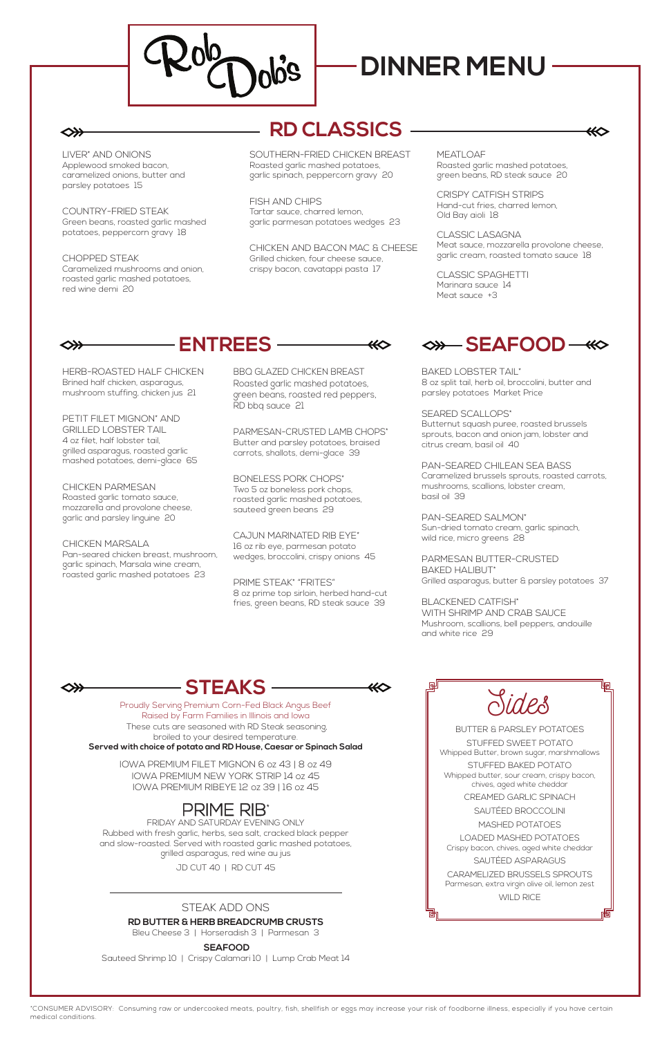# Rob Dob's

# DINNER MENU

## RD CLASSICS

LIVER* AND ONIONS
Applewood smoked bacon, caramelized onions, butter and parsley potatoes 15

COUNTRY-FRIED STEAK
Green beans, roasted garlic mashed potatoes, peppercorn gravy 18

CHOPPED STEAK
Caramelized mushrooms and onion, roasted garlic mashed potatoes, red wine demi 20

SOUTHERN-FRIED CHICKEN BREAST
Roasted garlic mashed potatoes, garlic spinach, peppercorn gravy 20

FISH AND CHIPS
Tartar sauce, charred lemon, garlic parmesan potatoes wedges 23

CHICKEN AND BACON MAC & CHEESE
Grilled chicken, four cheese sauce, crispy bacon, cavatappi pasta 17

MEATLOAF
Roasted garlic mashed potatoes, green beans, RD steak sauce 20

CRISPY CATFISH STRIPS
Hand-cut fries, charred lemon, Old Bay aioli 18

CLASSIC LASAGNA
Meat sauce, mozzarella provolone cheese, garlic cream, roasted tomato sauce 18

CLASSIC SPAGHETTI
Marinara sauce 14
Meat sauce +3

## ENTREES

HERB-ROASTED HALF CHICKEN
Brined half chicken, asparagus, mushroom stuffing, chicken jus 21

PETIT FILET MIGNON* AND GRILLED LOBSTER TAIL
4 oz filet, half lobster tail, grilled asparagus, roasted garlic mashed potatoes, demi-glace 65

CHICKEN PARMESAN
Roasted garlic tomato sauce, mozzarella and provolone cheese, garlic and parsley linguine 20

CHICKEN MARSALA
Pan-seared chicken breast, mushroom, garlic spinach, Marsala wine cream, roasted garlic mashed potatoes 23

BBQ GLAZED CHICKEN BREAST
Roasted garlic mashed potatoes, green beans, roasted red peppers, RD bbq sauce 21

PARMESAN-CRUSTED LAMB CHOPS*
Butter and parsley potatoes, braised carrots, shallots, demi-glace 39

BONELESS PORK CHOPS*
Two 5 oz boneless pork chops, roasted garlic mashed potatoes, sauteed green beans 29

CAJUN MARINATED RIB EYE*
16 oz rib eye, parmesan potato wedges, broccolini, crispy onions 45

PRIME STEAK* "FRITES"
8 oz prime top sirloin, herbed hand-cut fries, green beans, RD steak sauce 39

## SEAFOOD

BAKED LOBSTER TAIL*
8 oz split tail, herb oil, broccolini, butter and parsley potatoes Market Price

SEARED SCALLOPS*
Butternut squash puree, roasted brussels sprouts, bacon and onion jam, lobster and citrus cream, basil oil 40

PAN-SEARED CHILEAN SEA BASS
Caramelized brussels sprouts, roasted carrots, mushrooms, scallions, lobster cream, basil oil 39

PAN-SEARED SALMON*
Sun-dried tomato cream, garlic spinach, wild rice, micro greens 28

PARMESAN BUTTER-CRUSTED BAKED HALIBUT*
Grilled asparagus, butter & parsley potatoes 37

BLACKENED CATFISH* WITH SHRIMP AND CRAB SAUCE
Mushroom, scallions, bell peppers, andouille and white rice 29

## STEAKS

Proudly Serving Premium Corn-Fed Black Angus Beef
Raised by Farm Families in Illinois and Iowa
These cuts are seasoned with RD Steak seasoning, broiled to your desired temperature.
**Served with choice of potato and RD House, Caesar or Spinach Salad**

IOWA PREMIUM FILET MIGNON 6 oz 43 | 8 oz 49
IOWA PREMIUM NEW YORK STRIP 14 oz 45
IOWA PREMIUM RIBEYE 12 oz 39 | 16 oz 45

### PRIME RIB*

FRIDAY AND SATURDAY EVENING ONLY
Rubbed with fresh garlic, herbs, sea salt, cracked black pepper and slow-roasted. Served with roasted garlic mashed potatoes, grilled asparagus, red wine au jus

JD CUT 40 | RD CUT 45

### STEAK ADD ONS

**RD BUTTER & HERB BREADCRUMB CRUSTS**
Bleu Cheese 3 | Horseradish 3 | Parmesan 3

**SEAFOOD**
Sauteed Shrimp 10 | Crispy Calamari 10 | Lump Crab Meat 14

## Sides

BUTTER & PARSLEY POTATOES

STUFFED SWEET POTATO
Whipped Butter, brown sugar, marshmallows

STUFFED BAKED POTATO
Whipped butter, sour cream, crispy bacon, chives, aged white cheddar

CREAMED GARLIC SPINACH

SAUTÉED BROCCOLINI

MASHED POTATOES

LOADED MASHED POTATOES
Crispy bacon, chives, aged white cheddar

SAUTÉED ASPARAGUS

CARAMELIZED BRUSSELS SPROUTS
Parmesan, extra virgin olive oil, lemon zest

WILD RICE

*CONSUMER ADVISORY: Consuming raw or undercooked meats, poultry, fish, shellfish or eggs may increase your risk of foodborne illness, especially if you have certain medical conditions.